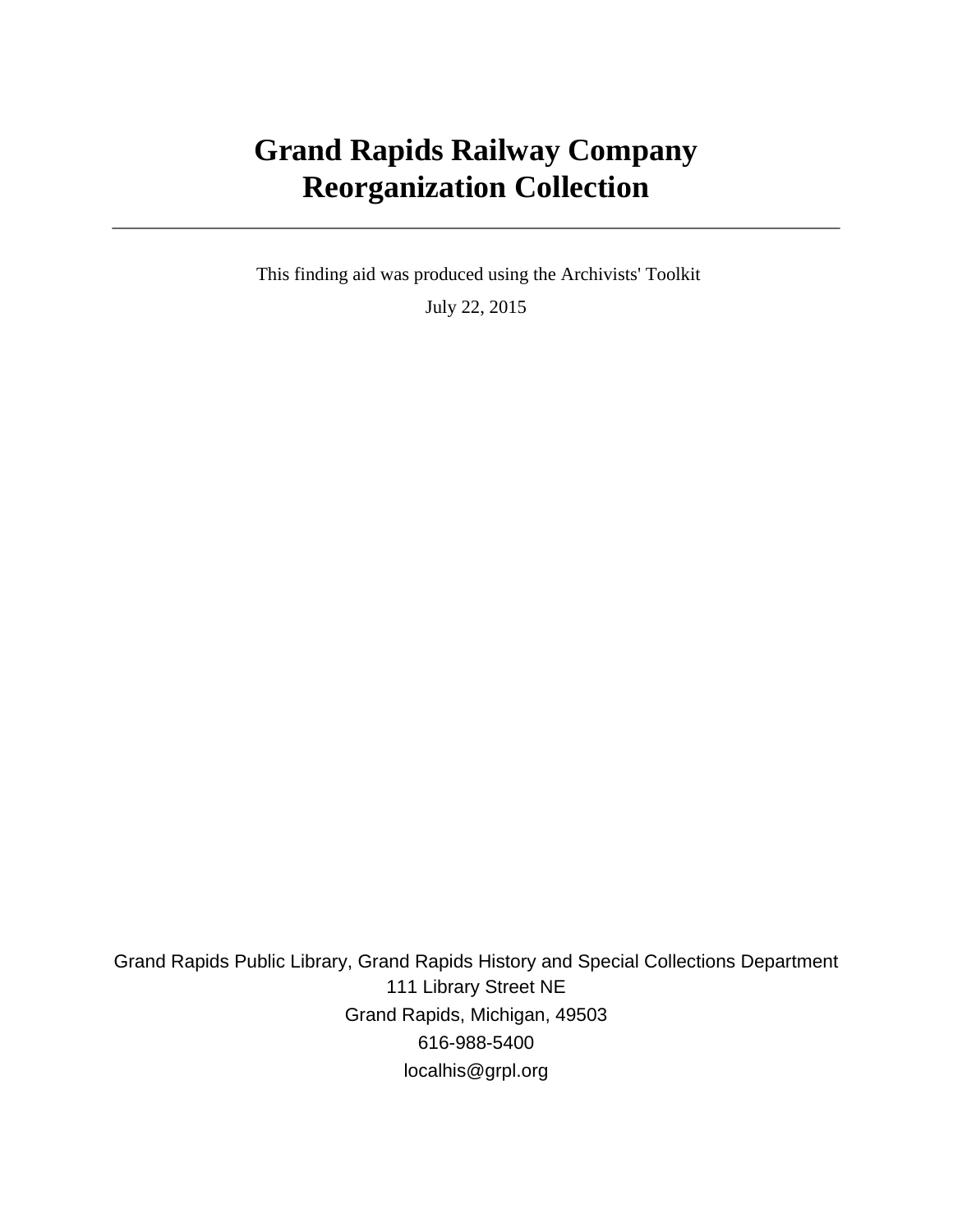# Grand Rapids Railway Company Reorganization Collection

---

This finding aid was produced using the Archivists' Toolkit

July 22, 2015

Grand Rapids Public Library, Grand Rapids History and Special Collections Department
111 Library Street NE
Grand Rapids, Michigan, 49503
616-988-5400
localhis@grpl.org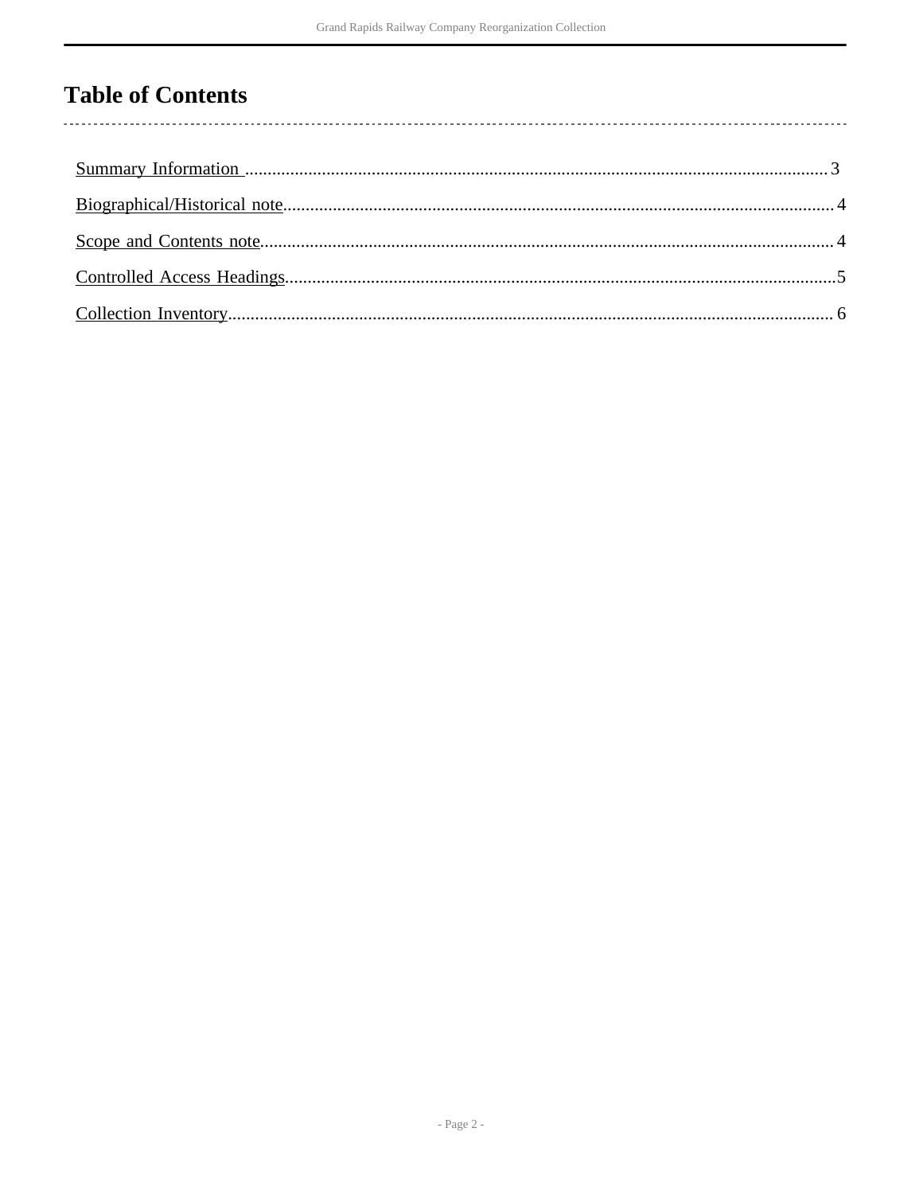# Table of Contents

Summary Information ..................................................................................................................... 3

Biographical/Historical note.......................................................................................................... 4

Scope and Contents note.............................................................................................................. 4

Controlled Access Headings.......................................................................................................... 5

Collection Inventory...................................................................................................................... 6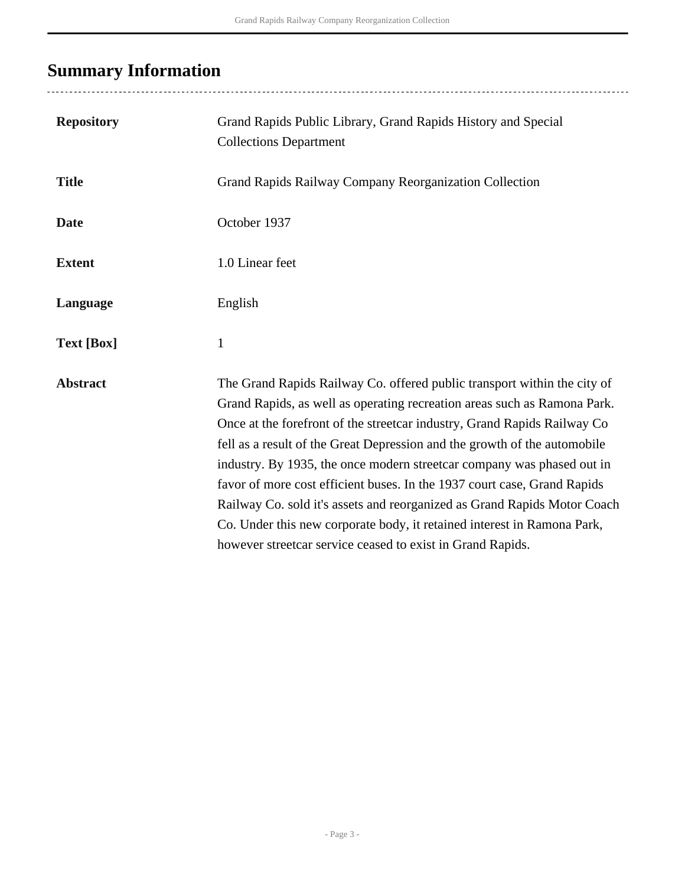## Summary Information

| | |
|---|---|
| **Repository** | Grand Rapids Public Library, Grand Rapids History and Special Collections Department |
| **Title** | Grand Rapids Railway Company Reorganization Collection |
| **Date** | October 1937 |
| **Extent** | 1.0 Linear feet |
| **Language** | English |
| **Text [Box]** | 1 |
| **Abstract** | The Grand Rapids Railway Co. offered public transport within the city of Grand Rapids, as well as operating recreation areas such as Ramona Park. Once at the forefront of the streetcar industry, Grand Rapids Railway Co fell as a result of the Great Depression and the growth of the automobile industry. By 1935, the once modern streetcar company was phased out in favor of more cost efficient buses. In the 1937 court case, Grand Rapids Railway Co. sold it's assets and reorganized as Grand Rapids Motor Coach Co. Under this new corporate body, it retained interest in Ramona Park, however streetcar service ceased to exist in Grand Rapids. |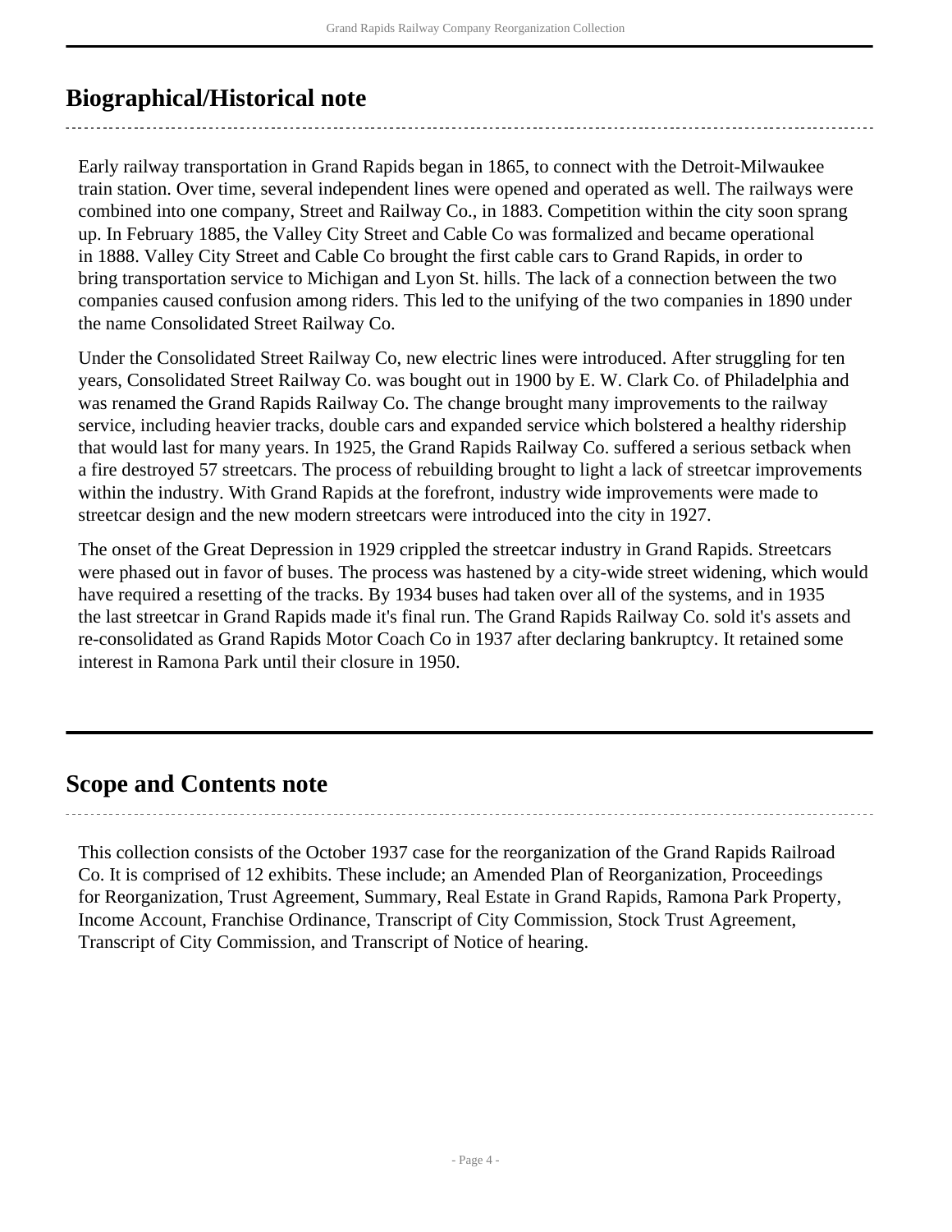## Biographical/Historical note

Early railway transportation in Grand Rapids began in 1865, to connect with the Detroit-Milwaukee train station. Over time, several independent lines were opened and operated as well. The railways were combined into one company, Street and Railway Co., in 1883. Competition within the city soon sprang up. In February 1885, the Valley City Street and Cable Co was formalized and became operational in 1888. Valley City Street and Cable Co brought the first cable cars to Grand Rapids, in order to bring transportation service to Michigan and Lyon St. hills. The lack of a connection between the two companies caused confusion among riders. This led to the unifying of the two companies in 1890 under the name Consolidated Street Railway Co.

Under the Consolidated Street Railway Co, new electric lines were introduced. After struggling for ten years, Consolidated Street Railway Co. was bought out in 1900 by E. W. Clark Co. of Philadelphia and was renamed the Grand Rapids Railway Co. The change brought many improvements to the railway service, including heavier tracks, double cars and expanded service which bolstered a healthy ridership that would last for many years. In 1925, the Grand Rapids Railway Co. suffered a serious setback when a fire destroyed 57 streetcars. The process of rebuilding brought to light a lack of streetcar improvements within the industry. With Grand Rapids at the forefront, industry wide improvements were made to streetcar design and the new modern streetcars were introduced into the city in 1927.

The onset of the Great Depression in 1929 crippled the streetcar industry in Grand Rapids. Streetcars were phased out in favor of buses. The process was hastened by a city-wide street widening, which would have required a resetting of the tracks. By 1934 buses had taken over all of the systems, and in 1935 the last streetcar in Grand Rapids made it's final run. The Grand Rapids Railway Co. sold it's assets and re-consolidated as Grand Rapids Motor Coach Co in 1937 after declaring bankruptcy. It retained some interest in Ramona Park until their closure in 1950.

## Scope and Contents note

This collection consists of the October 1937 case for the reorganization of the Grand Rapids Railroad Co. It is comprised of 12 exhibits. These include; an Amended Plan of Reorganization, Proceedings for Reorganization, Trust Agreement, Summary, Real Estate in Grand Rapids, Ramona Park Property, Income Account, Franchise Ordinance, Transcript of City Commission, Stock Trust Agreement, Transcript of City Commission, and Transcript of Notice of hearing.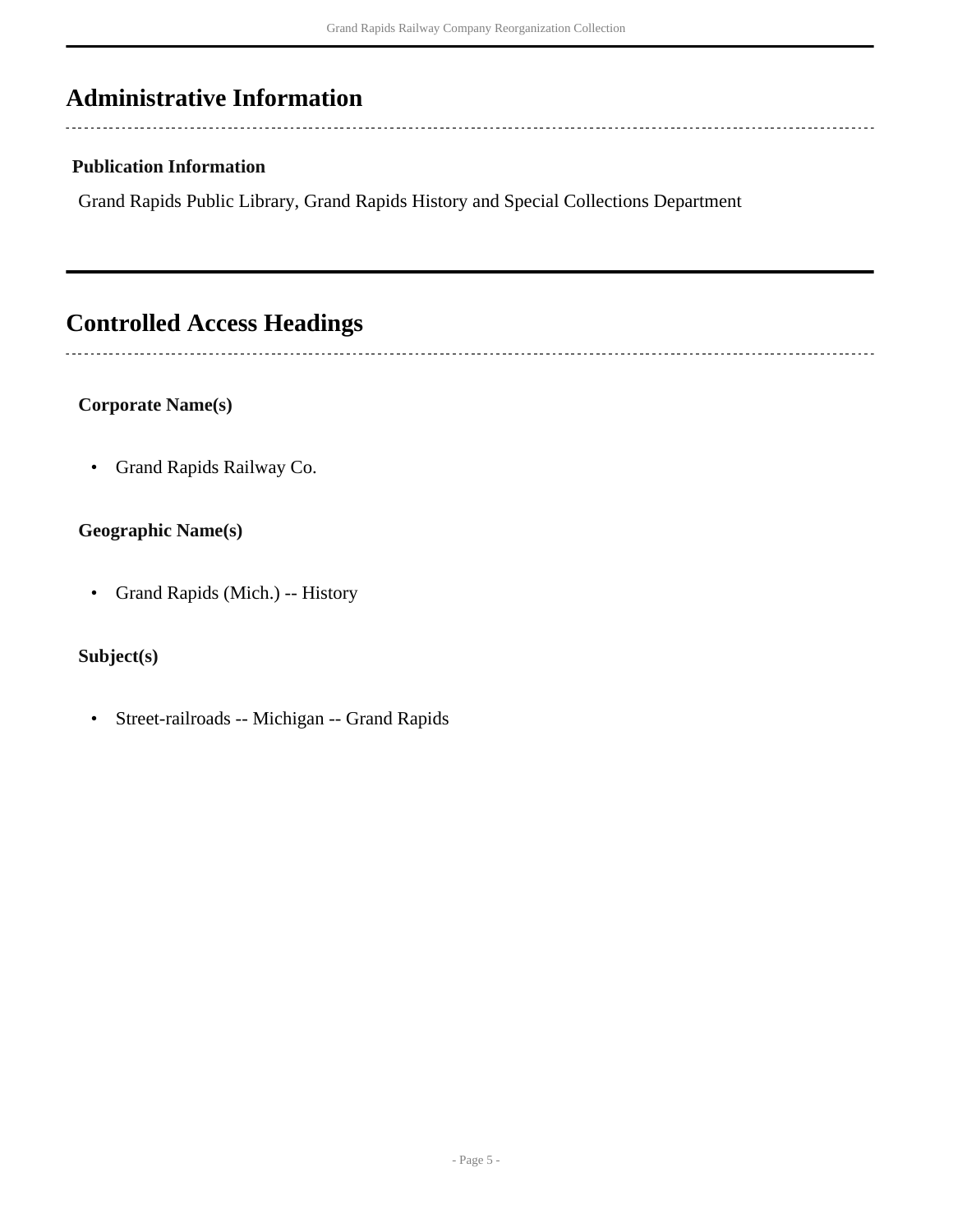## Administrative Information

### Publication Information

Grand Rapids Public Library, Grand Rapids History and Special Collections Department

## Controlled Access Headings

### Corporate Name(s)

- Grand Rapids Railway Co.

### Geographic Name(s)

- Grand Rapids (Mich.) -- History

### Subject(s)

- Street-railroads -- Michigan -- Grand Rapids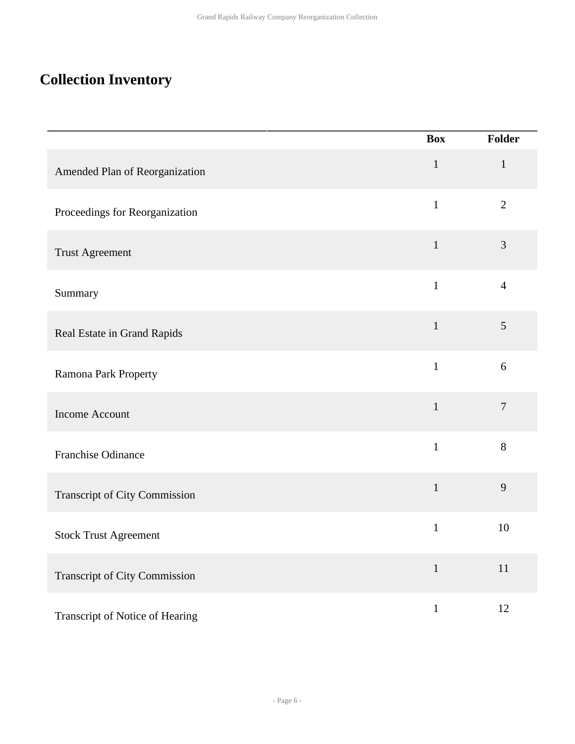# Collection Inventory

| | Box | Folder |
|---|---|---|
| Amended Plan of Reorganization | 1 | 1 |
| Proceedings for Reorganization | 1 | 2 |
| Trust Agreement | 1 | 3 |
| Summary | 1 | 4 |
| Real Estate in Grand Rapids | 1 | 5 |
| Ramona Park Property | 1 | 6 |
| Income Account | 1 | 7 |
| Franchise Odinance | 1 | 8 |
| Transcript of City Commission | 1 | 9 |
| Stock Trust Agreement | 1 | 10 |
| Transcript of City Commission | 1 | 11 |
| Transcript of Notice of Hearing | 1 | 12 |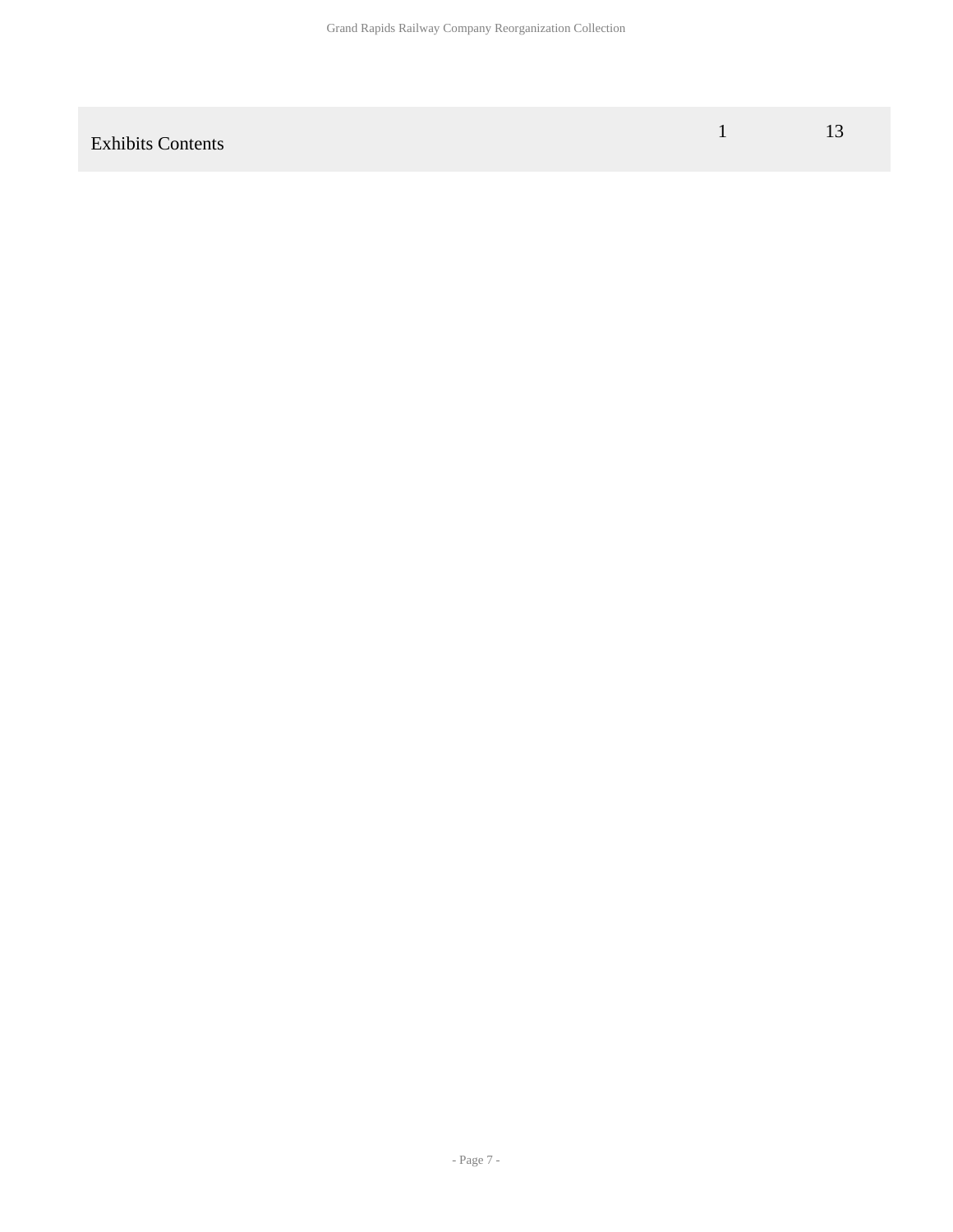| | | |
|---|---|---|
| Exhibits Contents | 1 | 13 |